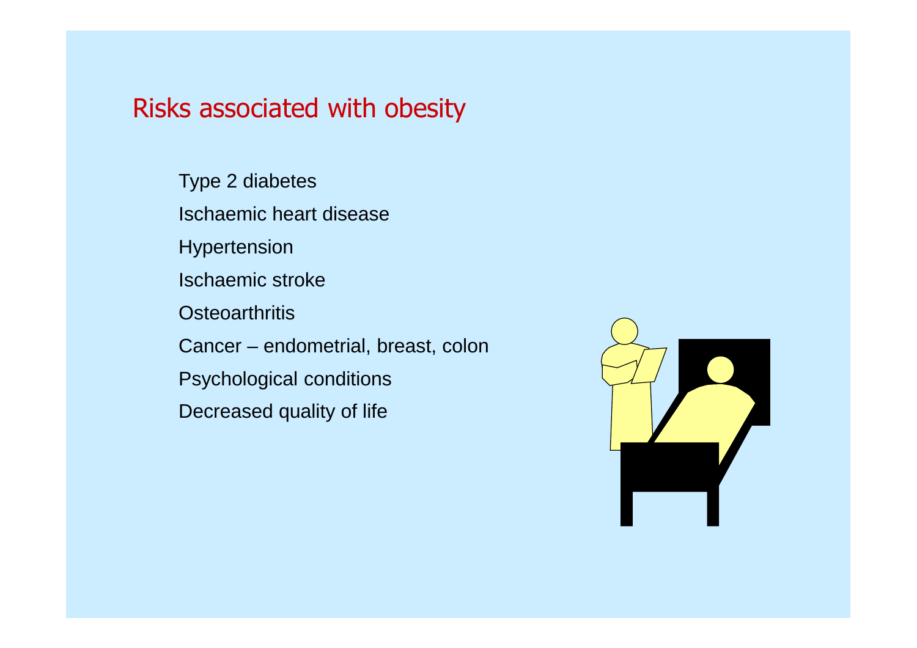# Risks associated with obesity

- Type 2 diabetes
- Ischaemic heart disease
- Hypertension
- Ischaemic stroke
- Osteoarthritis
- Cancer – endometrial, breast, colon
- Psychological conditions
- Decreased quality of life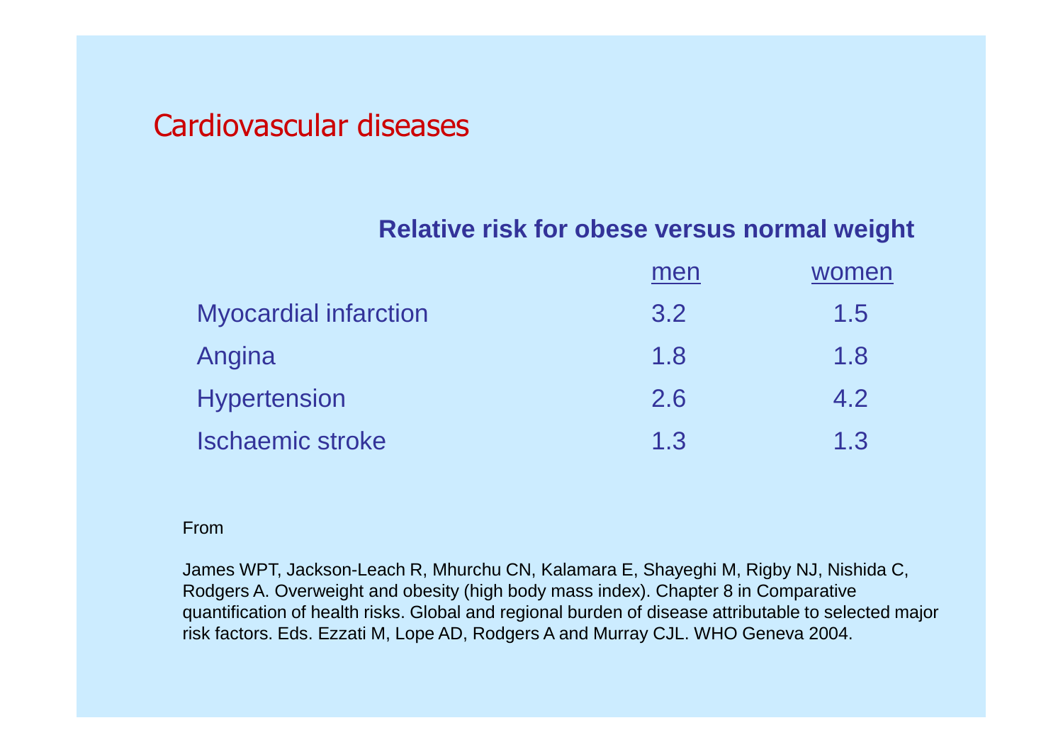# Cardiovascular diseases

**Relative risk for obese versus normal weight**

| | men | women |
|---|---|---|
| Myocardial infarction | 3.2 | 1.5 |
| Angina | 1.8 | 1.8 |
| Hypertension | 2.6 | 4.2 |
| Ischaemic stroke | 1.3 | 1.3 |

From

James WPT, Jackson-Leach R, Mhurchu CN, Kalamara E, Shayeghi M, Rigby NJ, Nishida C, Rodgers A. Overweight and obesity (high body mass index). Chapter 8 in Comparative quantification of health risks. Global and regional burden of disease attributable to selected major risk factors. Eds. Ezzati M, Lope AD, Rodgers A and Murray CJL. WHO Geneva 2004.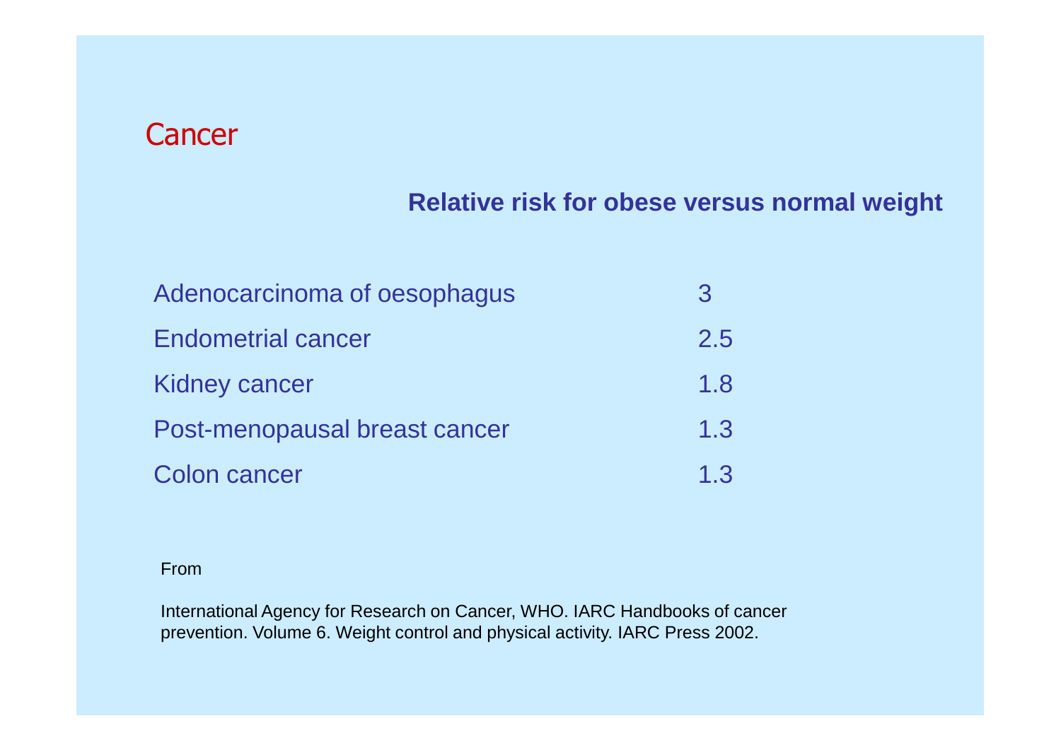# Cancer

| | Relative risk for obese versus normal weight |
|---|---|
| Adenocarcinoma of oesophagus | 3 |
| Endometrial cancer | 2.5 |
| Kidney cancer | 1.8 |
| Post-menopausal breast cancer | 1.3 |
| Colon cancer | 1.3 |

From

International Agency for Research on Cancer, WHO. IARC Handbooks of cancer prevention. Volume 6. Weight control and physical activity. IARC Press 2002.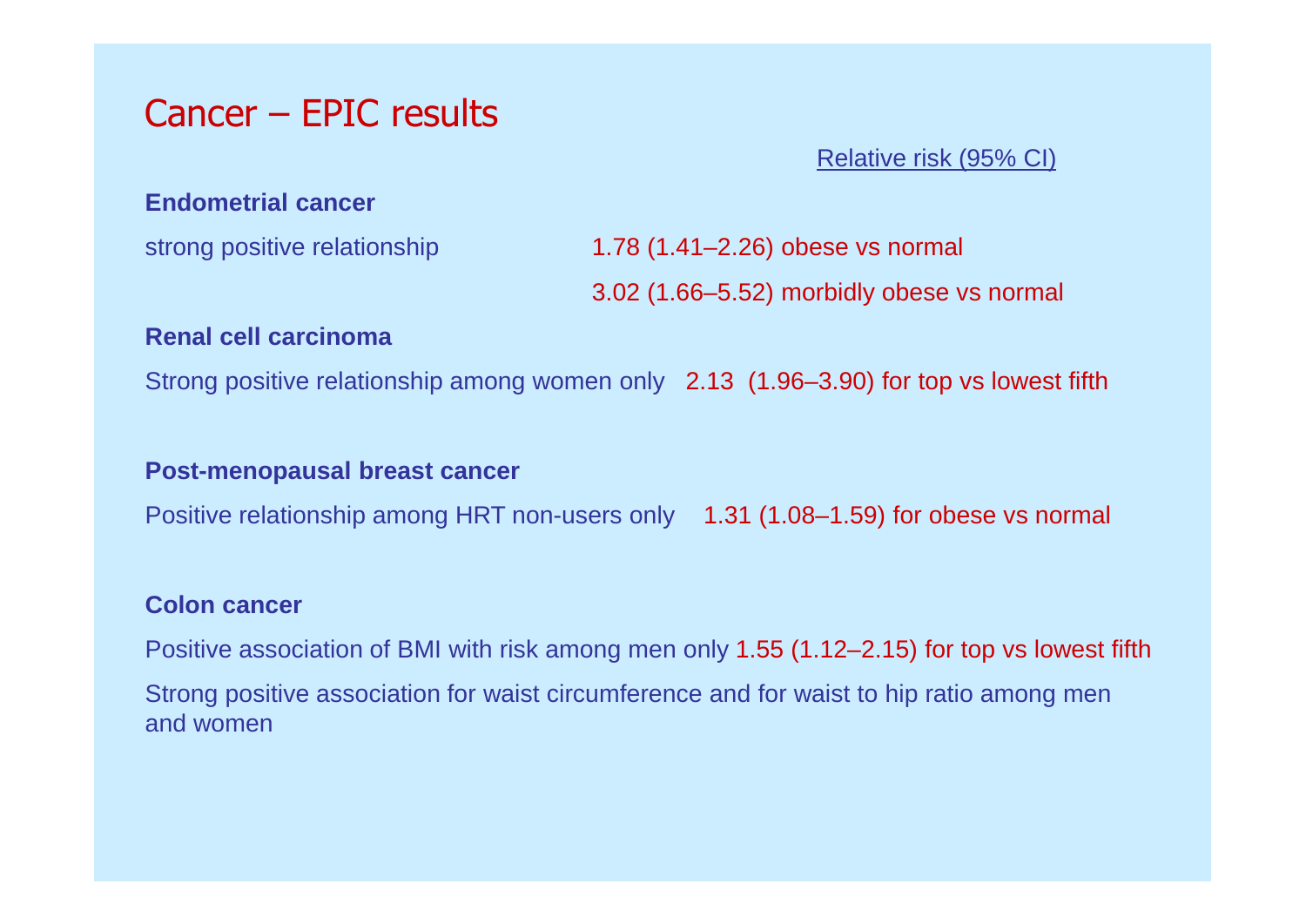# Cancer – EPIC results

Relative risk (95% CI)

**Endometrial cancer**

strong positive relationship — 1.78 (1.41–2.26) obese vs normal

3.02 (1.66–5.52) morbidly obese vs normal

**Renal cell carcinoma**

Strong positive relationship among women only 2.13 (1.96–3.90) for top vs lowest fifth

**Post-menopausal breast cancer**

Positive relationship among HRT non-users only 1.31 (1.08–1.59) for obese vs normal

**Colon cancer**

Positive association of BMI with risk among men only 1.55 (1.12–2.15) for top vs lowest fifth

Strong positive association for waist circumference and for waist to hip ratio among men and women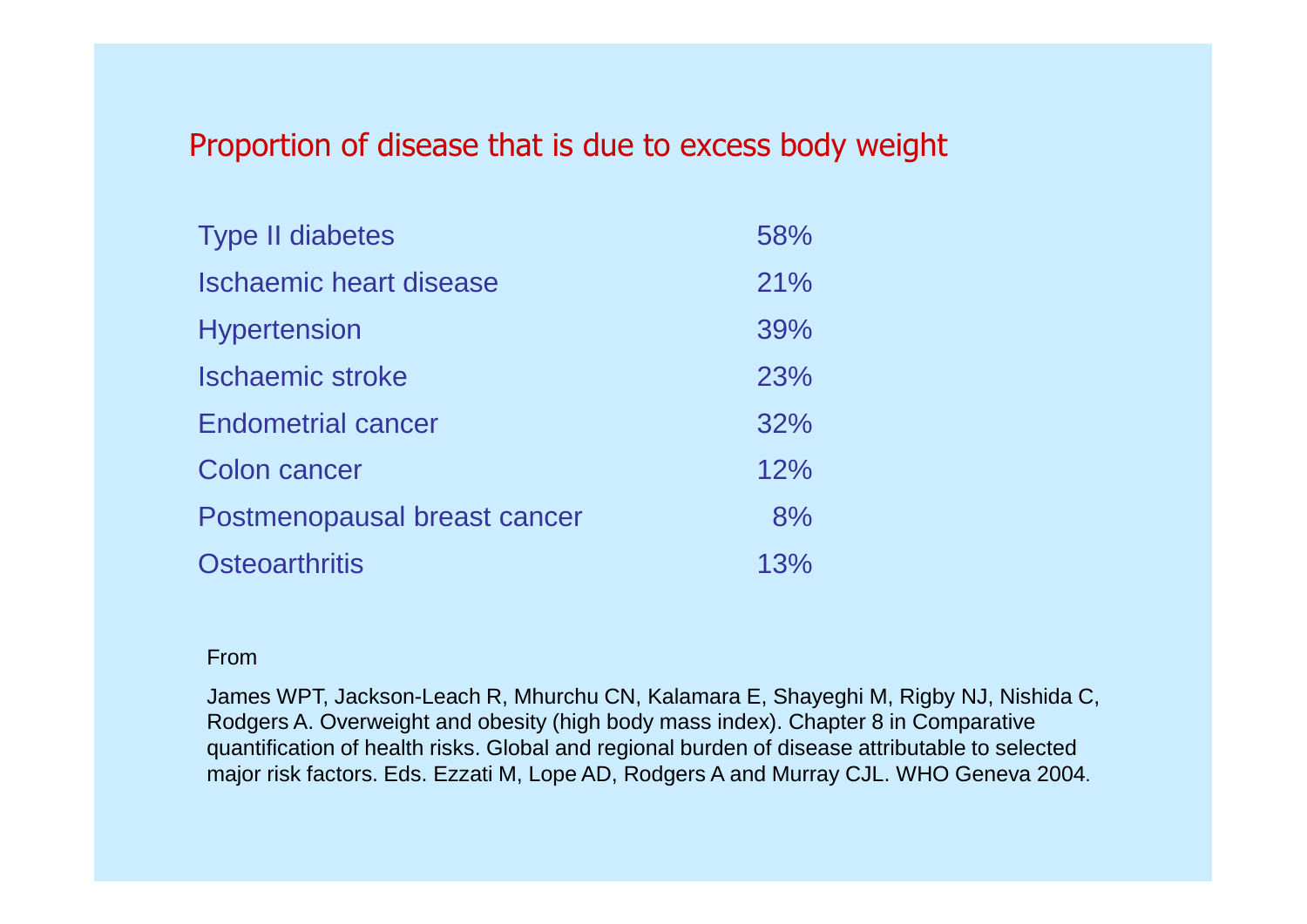## Proportion of disease that is due to excess body weight

| | |
|---|---|
| Type II diabetes | 58% |
| Ischaemic heart disease | 21% |
| Hypertension | 39% |
| Ischaemic stroke | 23% |
| Endometrial cancer | 32% |
| Colon cancer | 12% |
| Postmenopausal breast cancer | 8% |
| Osteoarthritis | 13% |

From

James WPT, Jackson-Leach R, Mhurchu CN, Kalamara E, Shayeghi M, Rigby NJ, Nishida C, Rodgers A. Overweight and obesity (high body mass index). Chapter 8 in Comparative quantification of health risks. Global and regional burden of disease attributable to selected major risk factors. Eds. Ezzati M, Lope AD, Rodgers A and Murray CJL. WHO Geneva 2004.